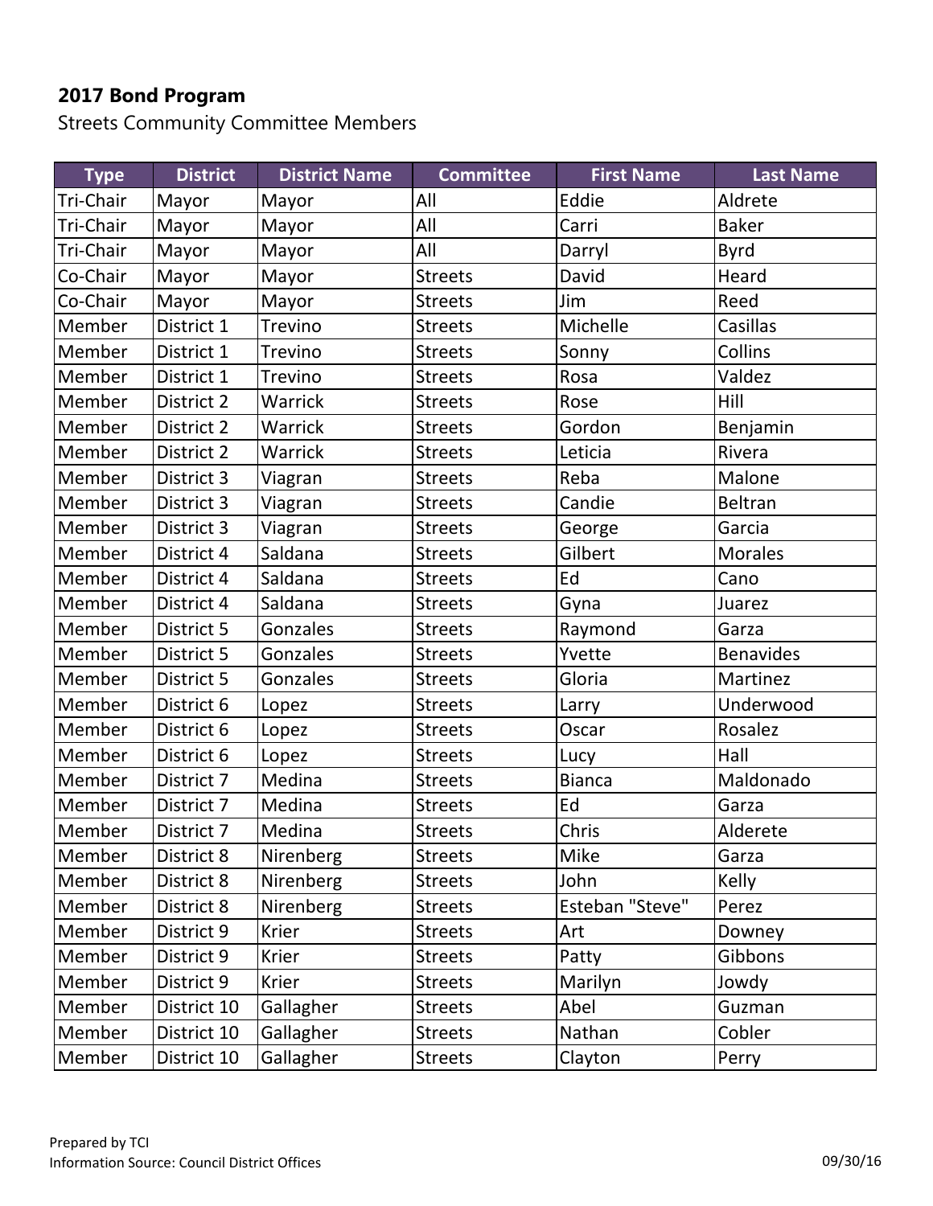**2017 Bond Program**

Streets Community Committee Members

| Type | District | District Name | Committee | First Name | Last Name |
| --- | --- | --- | --- | --- | --- |
| Tri-Chair | Mayor | Mayor | All | Eddie | Aldrete |
| Tri-Chair | Mayor | Mayor | All | Carri | Baker |
| Tri-Chair | Mayor | Mayor | All | Darryl | Byrd |
| Co-Chair | Mayor | Mayor | Streets | David | Heard |
| Co-Chair | Mayor | Mayor | Streets | Jim | Reed |
| Member | District 1 | Trevino | Streets | Michelle | Casillas |
| Member | District 1 | Trevino | Streets | Sonny | Collins |
| Member | District 1 | Trevino | Streets | Rosa | Valdez |
| Member | District 2 | Warrick | Streets | Rose | Hill |
| Member | District 2 | Warrick | Streets | Gordon | Benjamin |
| Member | District 2 | Warrick | Streets | Leticia | Rivera |
| Member | District 3 | Viagran | Streets | Reba | Malone |
| Member | District 3 | Viagran | Streets | Candie | Beltran |
| Member | District 3 | Viagran | Streets | George | Garcia |
| Member | District 4 | Saldana | Streets | Gilbert | Morales |
| Member | District 4 | Saldana | Streets | Ed | Cano |
| Member | District 4 | Saldana | Streets | Gyna | Juarez |
| Member | District 5 | Gonzales | Streets | Raymond | Garza |
| Member | District 5 | Gonzales | Streets | Yvette | Benavides |
| Member | District 5 | Gonzales | Streets | Gloria | Martinez |
| Member | District 6 | Lopez | Streets | Larry | Underwood |
| Member | District 6 | Lopez | Streets | Oscar | Rosalez |
| Member | District 6 | Lopez | Streets | Lucy | Hall |
| Member | District 7 | Medina | Streets | Bianca | Maldonado |
| Member | District 7 | Medina | Streets | Ed | Garza |
| Member | District 7 | Medina | Streets | Chris | Alderete |
| Member | District 8 | Nirenberg | Streets | Mike | Garza |
| Member | District 8 | Nirenberg | Streets | John | Kelly |
| Member | District 8 | Nirenberg | Streets | Esteban "Steve" | Perez |
| Member | District 9 | Krier | Streets | Art | Downey |
| Member | District 9 | Krier | Streets | Patty | Gibbons |
| Member | District 9 | Krier | Streets | Marilyn | Jowdy |
| Member | District 10 | Gallagher | Streets | Abel | Guzman |
| Member | District 10 | Gallagher | Streets | Nathan | Cobler |
| Member | District 10 | Gallagher | Streets | Clayton | Perry |

Prepared by TCI

Information Source: Council District Offices

09/30/16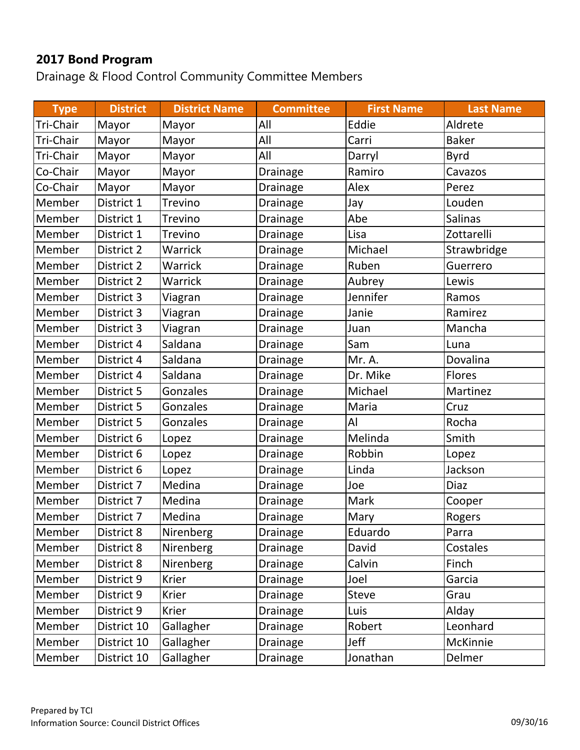**2017 Bond Program**

Drainage & Flood Control Community Committee Members

| Type | District | District Name | Committee | First Name | Last Name |
|---|---|---|---|---|---|
| Tri-Chair | Mayor | Mayor | All | Eddie | Aldrete |
| Tri-Chair | Mayor | Mayor | All | Carri | Baker |
| Tri-Chair | Mayor | Mayor | All | Darryl | Byrd |
| Co-Chair | Mayor | Mayor | Drainage | Ramiro | Cavazos |
| Co-Chair | Mayor | Mayor | Drainage | Alex | Perez |
| Member | District 1 | Trevino | Drainage | Jay | Louden |
| Member | District 1 | Trevino | Drainage | Abe | Salinas |
| Member | District 1 | Trevino | Drainage | Lisa | Zottarelli |
| Member | District 2 | Warrick | Drainage | Michael | Strawbridge |
| Member | District 2 | Warrick | Drainage | Ruben | Guerrero |
| Member | District 2 | Warrick | Drainage | Aubrey | Lewis |
| Member | District 3 | Viagran | Drainage | Jennifer | Ramos |
| Member | District 3 | Viagran | Drainage | Janie | Ramirez |
| Member | District 3 | Viagran | Drainage | Juan | Mancha |
| Member | District 4 | Saldana | Drainage | Sam | Luna |
| Member | District 4 | Saldana | Drainage | Mr. A. | Dovalina |
| Member | District 4 | Saldana | Drainage | Dr. Mike | Flores |
| Member | District 5 | Gonzales | Drainage | Michael | Martinez |
| Member | District 5 | Gonzales | Drainage | Maria | Cruz |
| Member | District 5 | Gonzales | Drainage | Al | Rocha |
| Member | District 6 | Lopez | Drainage | Melinda | Smith |
| Member | District 6 | Lopez | Drainage | Robbin | Lopez |
| Member | District 6 | Lopez | Drainage | Linda | Jackson |
| Member | District 7 | Medina | Drainage | Joe | Diaz |
| Member | District 7 | Medina | Drainage | Mark | Cooper |
| Member | District 7 | Medina | Drainage | Mary | Rogers |
| Member | District 8 | Nirenberg | Drainage | Eduardo | Parra |
| Member | District 8 | Nirenberg | Drainage | David | Costales |
| Member | District 8 | Nirenberg | Drainage | Calvin | Finch |
| Member | District 9 | Krier | Drainage | Joel | Garcia |
| Member | District 9 | Krier | Drainage | Steve | Grau |
| Member | District 9 | Krier | Drainage | Luis | Alday |
| Member | District 10 | Gallagher | Drainage | Robert | Leonhard |
| Member | District 10 | Gallagher | Drainage | Jeff | McKinnie |
| Member | District 10 | Gallagher | Drainage | Jonathan | Delmer |

Prepared by TCI
Information Source: Council District Offices

09/30/16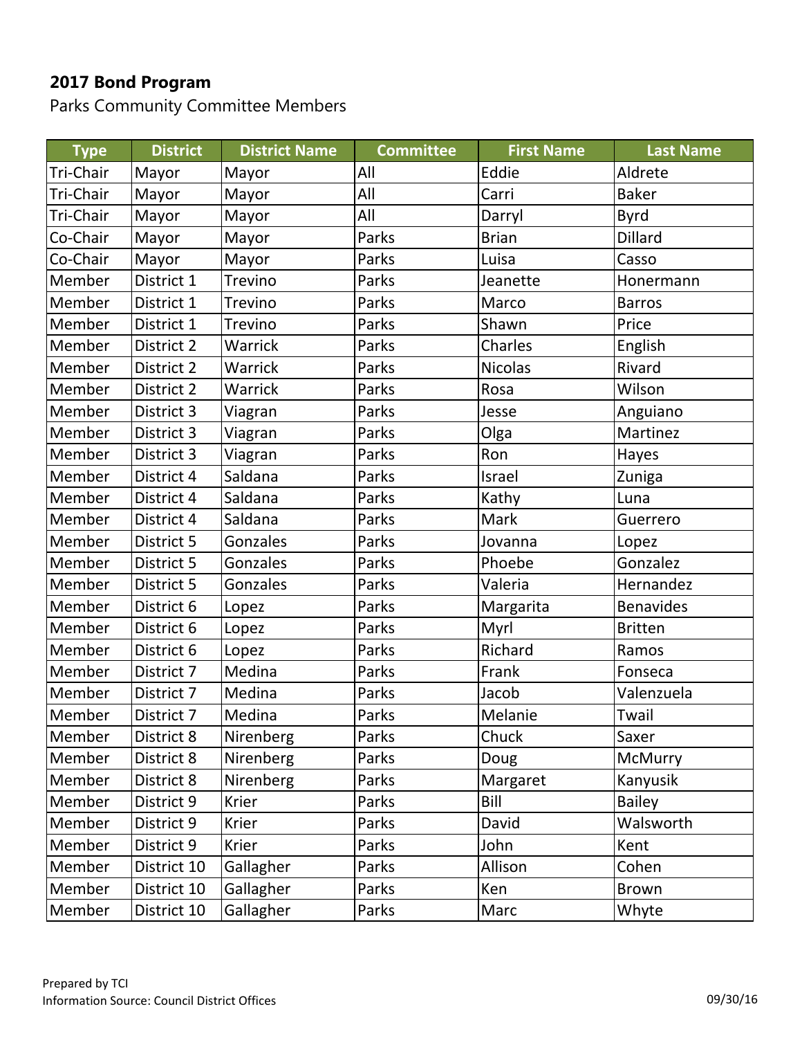## 2017 Bond Program

Parks Community Committee Members

| Type | District | District Name | Committee | First Name | Last Name |
|---|---|---|---|---|---|
| Tri-Chair | Mayor | Mayor | All | Eddie | Aldrete |
| Tri-Chair | Mayor | Mayor | All | Carri | Baker |
| Tri-Chair | Mayor | Mayor | All | Darryl | Byrd |
| Co-Chair | Mayor | Mayor | Parks | Brian | Dillard |
| Co-Chair | Mayor | Mayor | Parks | Luisa | Casso |
| Member | District 1 | Trevino | Parks | Jeanette | Honermann |
| Member | District 1 | Trevino | Parks | Marco | Barros |
| Member | District 1 | Trevino | Parks | Shawn | Price |
| Member | District 2 | Warrick | Parks | Charles | English |
| Member | District 2 | Warrick | Parks | Nicolas | Rivard |
| Member | District 2 | Warrick | Parks | Rosa | Wilson |
| Member | District 3 | Viagran | Parks | Jesse | Anguiano |
| Member | District 3 | Viagran | Parks | Olga | Martinez |
| Member | District 3 | Viagran | Parks | Ron | Hayes |
| Member | District 4 | Saldana | Parks | Israel | Zuniga |
| Member | District 4 | Saldana | Parks | Kathy | Luna |
| Member | District 4 | Saldana | Parks | Mark | Guerrero |
| Member | District 5 | Gonzales | Parks | Jovanna | Lopez |
| Member | District 5 | Gonzales | Parks | Phoebe | Gonzalez |
| Member | District 5 | Gonzales | Parks | Valeria | Hernandez |
| Member | District 6 | Lopez | Parks | Margarita | Benavides |
| Member | District 6 | Lopez | Parks | Myrl | Britten |
| Member | District 6 | Lopez | Parks | Richard | Ramos |
| Member | District 7 | Medina | Parks | Frank | Fonseca |
| Member | District 7 | Medina | Parks | Jacob | Valenzuela |
| Member | District 7 | Medina | Parks | Melanie | Twail |
| Member | District 8 | Nirenberg | Parks | Chuck | Saxer |
| Member | District 8 | Nirenberg | Parks | Doug | McMurry |
| Member | District 8 | Nirenberg | Parks | Margaret | Kanyusik |
| Member | District 9 | Krier | Parks | Bill | Bailey |
| Member | District 9 | Krier | Parks | David | Walsworth |
| Member | District 9 | Krier | Parks | John | Kent |
| Member | District 10 | Gallagher | Parks | Allison | Cohen |
| Member | District 10 | Gallagher | Parks | Ken | Brown |
| Member | District 10 | Gallagher | Parks | Marc | Whyte |

Prepared by TCI

Information Source: Council District Offices

09/30/16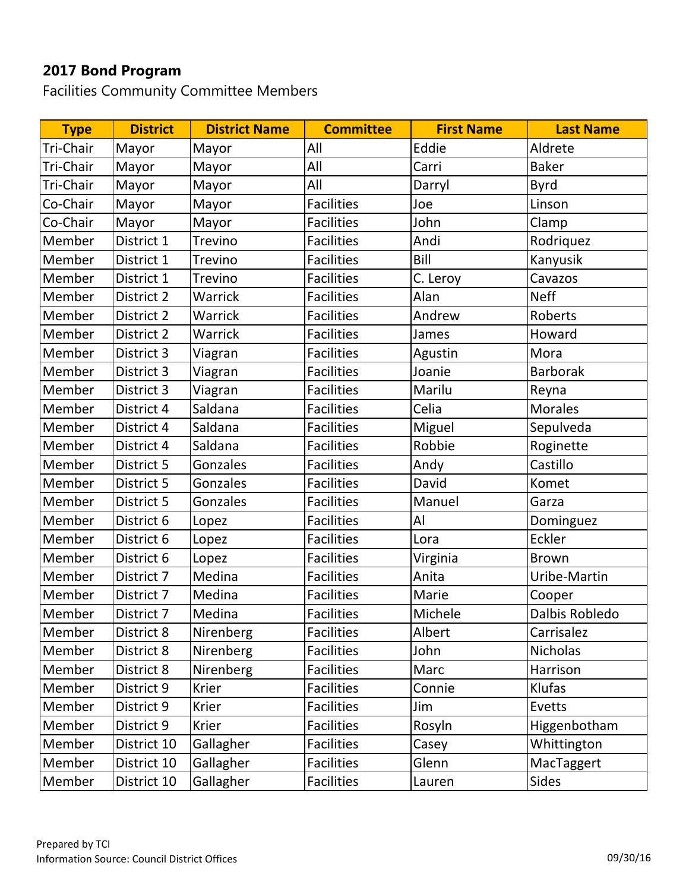## 2017 Bond Program

Facilities Community Committee Members

| Type | District | District Name | Committee | First Name | Last Name |
|---|---|---|---|---|---|
| Tri-Chair | Mayor | Mayor | All | Eddie | Aldrete |
| Tri-Chair | Mayor | Mayor | All | Carri | Baker |
| Tri-Chair | Mayor | Mayor | All | Darryl | Byrd |
| Co-Chair | Mayor | Mayor | Facilities | Joe | Linson |
| Co-Chair | Mayor | Mayor | Facilities | John | Clamp |
| Member | District 1 | Trevino | Facilities | Andi | Rodriquez |
| Member | District 1 | Trevino | Facilities | Bill | Kanyusik |
| Member | District 1 | Trevino | Facilities | C. Leroy | Cavazos |
| Member | District 2 | Warrick | Facilities | Alan | Neff |
| Member | District 2 | Warrick | Facilities | Andrew | Roberts |
| Member | District 2 | Warrick | Facilities | James | Howard |
| Member | District 3 | Viagran | Facilities | Agustin | Mora |
| Member | District 3 | Viagran | Facilities | Joanie | Barborak |
| Member | District 3 | Viagran | Facilities | Marilu | Reyna |
| Member | District 4 | Saldana | Facilities | Celia | Morales |
| Member | District 4 | Saldana | Facilities | Miguel | Sepulveda |
| Member | District 4 | Saldana | Facilities | Robbie | Roginette |
| Member | District 5 | Gonzales | Facilities | Andy | Castillo |
| Member | District 5 | Gonzales | Facilities | David | Komet |
| Member | District 5 | Gonzales | Facilities | Manuel | Garza |
| Member | District 6 | Lopez | Facilities | Al | Dominguez |
| Member | District 6 | Lopez | Facilities | Lora | Eckler |
| Member | District 6 | Lopez | Facilities | Virginia | Brown |
| Member | District 7 | Medina | Facilities | Anita | Uribe-Martin |
| Member | District 7 | Medina | Facilities | Marie | Cooper |
| Member | District 7 | Medina | Facilities | Michele | Dalbis Robledo |
| Member | District 8 | Nirenberg | Facilities | Albert | Carrisalez |
| Member | District 8 | Nirenberg | Facilities | John | Nicholas |
| Member | District 8 | Nirenberg | Facilities | Marc | Harrison |
| Member | District 9 | Krier | Facilities | Connie | Klufas |
| Member | District 9 | Krier | Facilities | Jim | Evetts |
| Member | District 9 | Krier | Facilities | Rosyln | Higgenbotham |
| Member | District 10 | Gallagher | Facilities | Casey | Whittington |
| Member | District 10 | Gallagher | Facilities | Glenn | MacTaggert |
| Member | District 10 | Gallagher | Facilities | Lauren | Sides |

Prepared by TCI
Information Source: Council District Offices

09/30/16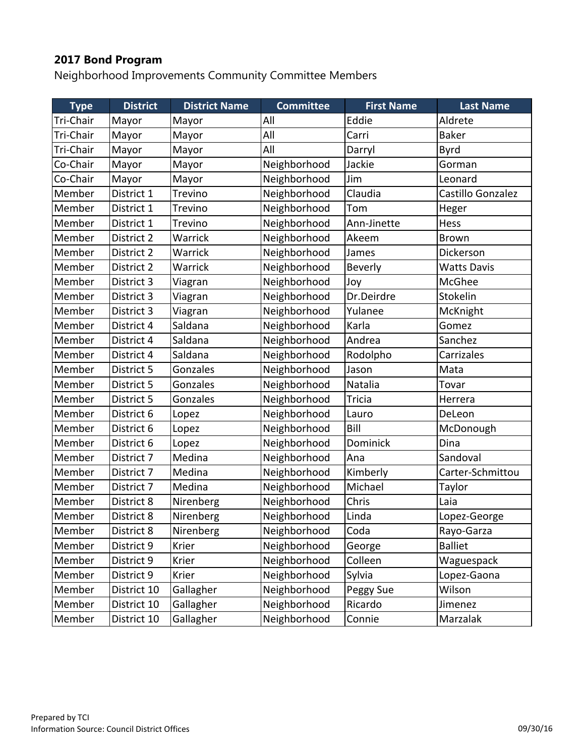**2017 Bond Program**

Neighborhood Improvements Community Committee Members

| Type | District | District Name | Committee | First Name | Last Name |
|---|---|---|---|---|---|
| Tri-Chair | Mayor | Mayor | All | Eddie | Aldrete |
| Tri-Chair | Mayor | Mayor | All | Carri | Baker |
| Tri-Chair | Mayor | Mayor | All | Darryl | Byrd |
| Co-Chair | Mayor | Mayor | Neighborhood | Jackie | Gorman |
| Co-Chair | Mayor | Mayor | Neighborhood | Jim | Leonard |
| Member | District 1 | Trevino | Neighborhood | Claudia | Castillo Gonzalez |
| Member | District 1 | Trevino | Neighborhood | Tom | Heger |
| Member | District 1 | Trevino | Neighborhood | Ann-Jinette | Hess |
| Member | District 2 | Warrick | Neighborhood | Akeem | Brown |
| Member | District 2 | Warrick | Neighborhood | James | Dickerson |
| Member | District 2 | Warrick | Neighborhood | Beverly | Watts Davis |
| Member | District 3 | Viagran | Neighborhood | Joy | McGhee |
| Member | District 3 | Viagran | Neighborhood | Dr.Deirdre | Stokelin |
| Member | District 3 | Viagran | Neighborhood | Yulanee | McKnight |
| Member | District 4 | Saldana | Neighborhood | Karla | Gomez |
| Member | District 4 | Saldana | Neighborhood | Andrea | Sanchez |
| Member | District 4 | Saldana | Neighborhood | Rodolpho | Carrizales |
| Member | District 5 | Gonzales | Neighborhood | Jason | Mata |
| Member | District 5 | Gonzales | Neighborhood | Natalia | Tovar |
| Member | District 5 | Gonzales | Neighborhood | Tricia | Herrera |
| Member | District 6 | Lopez | Neighborhood | Lauro | DeLeon |
| Member | District 6 | Lopez | Neighborhood | Bill | McDonough |
| Member | District 6 | Lopez | Neighborhood | Dominick | Dina |
| Member | District 7 | Medina | Neighborhood | Ana | Sandoval |
| Member | District 7 | Medina | Neighborhood | Kimberly | Carter-Schmittou |
| Member | District 7 | Medina | Neighborhood | Michael | Taylor |
| Member | District 8 | Nirenberg | Neighborhood | Chris | Laia |
| Member | District 8 | Nirenberg | Neighborhood | Linda | Lopez-George |
| Member | District 8 | Nirenberg | Neighborhood | Coda | Rayo-Garza |
| Member | District 9 | Krier | Neighborhood | George | Balliet |
| Member | District 9 | Krier | Neighborhood | Colleen | Waguespack |
| Member | District 9 | Krier | Neighborhood | Sylvia | Lopez-Gaona |
| Member | District 10 | Gallagher | Neighborhood | Peggy Sue | Wilson |
| Member | District 10 | Gallagher | Neighborhood | Ricardo | Jimenez |
| Member | District 10 | Gallagher | Neighborhood | Connie | Marzalak |

Prepared by TCI

Information Source: Council District Offices

09/30/16